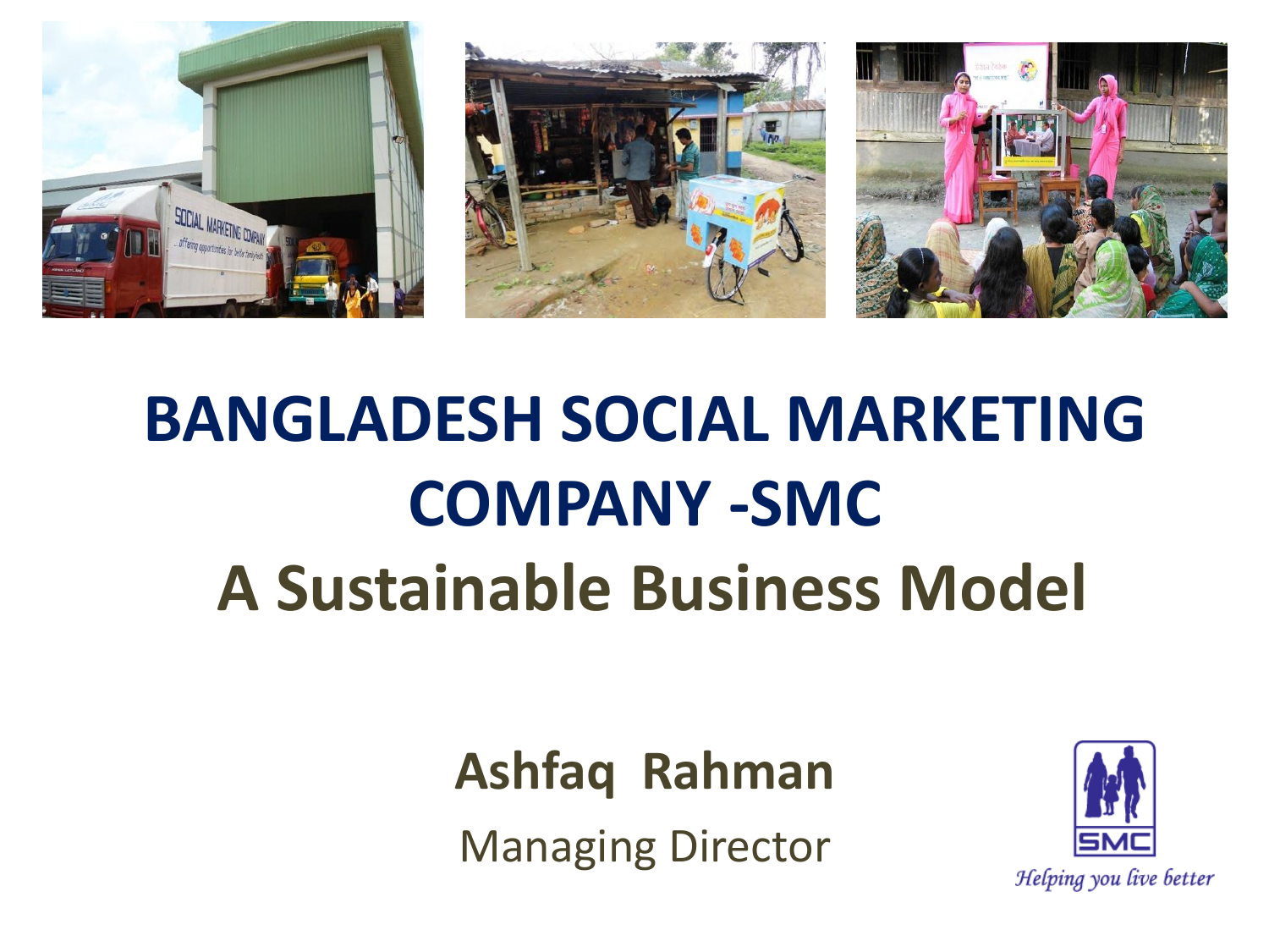# BANGLADESH SOCIAL MARKETING COMPANY -SMC

## A Sustainable Business Model

**Ashfaq Rahman**

Managing Director

*Helping you live better*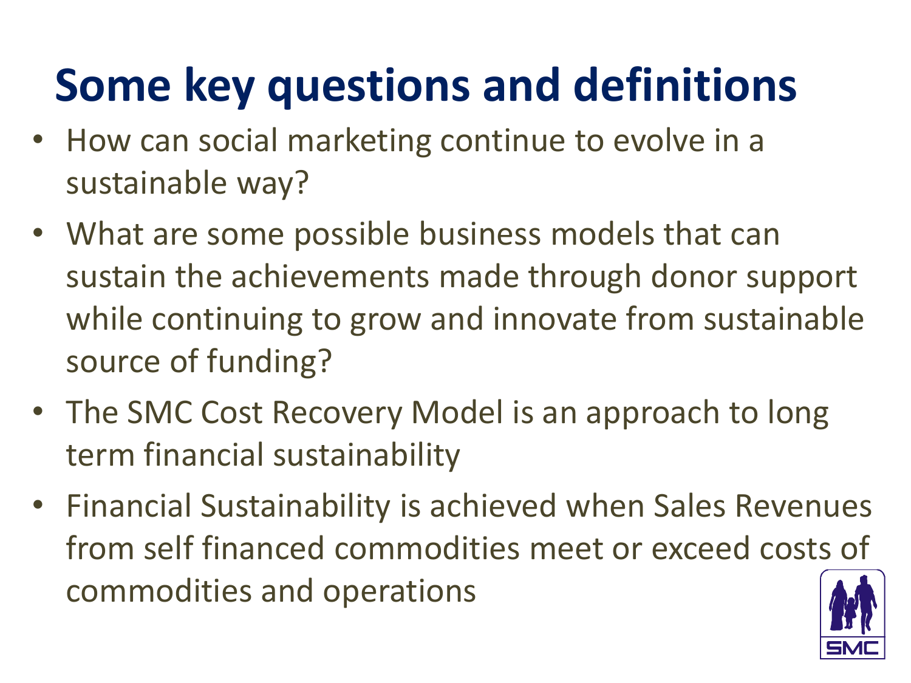# Some key questions and definitions

- How can social marketing continue to evolve in a sustainable way?
- What are some possible business models that can sustain the achievements made through donor support while continuing to grow and innovate from sustainable source of funding?
- The SMC Cost Recovery Model is an approach to long term financial sustainability
- Financial Sustainability is achieved when Sales Revenues from self financed commodities meet or exceed costs of commodities and operations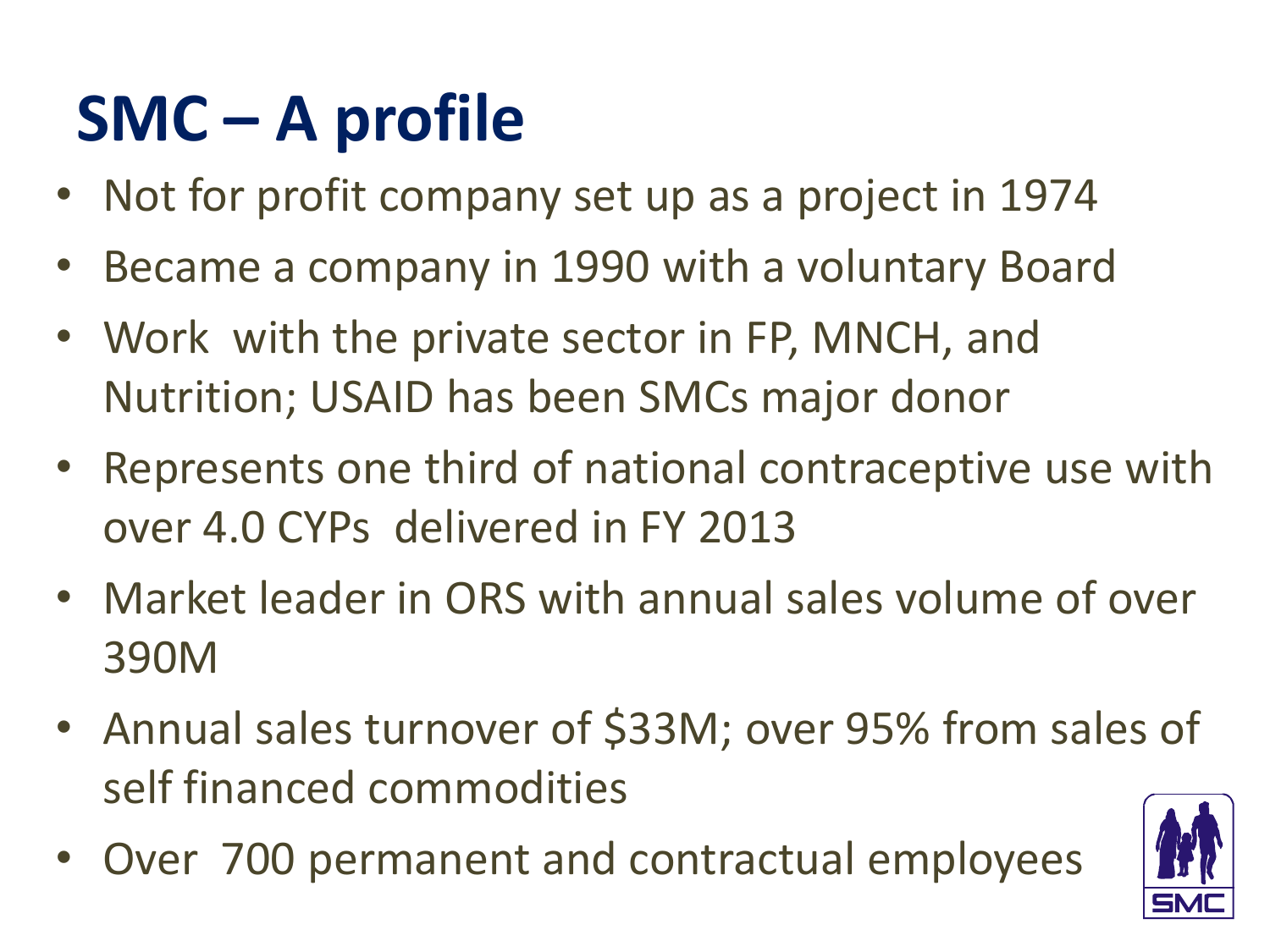# SMC – A profile

- Not for profit company set up as a project in 1974
- Became a company in 1990 with a voluntary Board
- Work with the private sector in FP, MNCH, and Nutrition; USAID has been SMCs major donor
- Represents one third of national contraceptive use with over 4.0 CYPs delivered in FY 2013
- Market leader in ORS with annual sales volume of over 390M
- Annual sales turnover of $33M; over 95% from sales of self financed commodities
- Over 700 permanent and contractual employees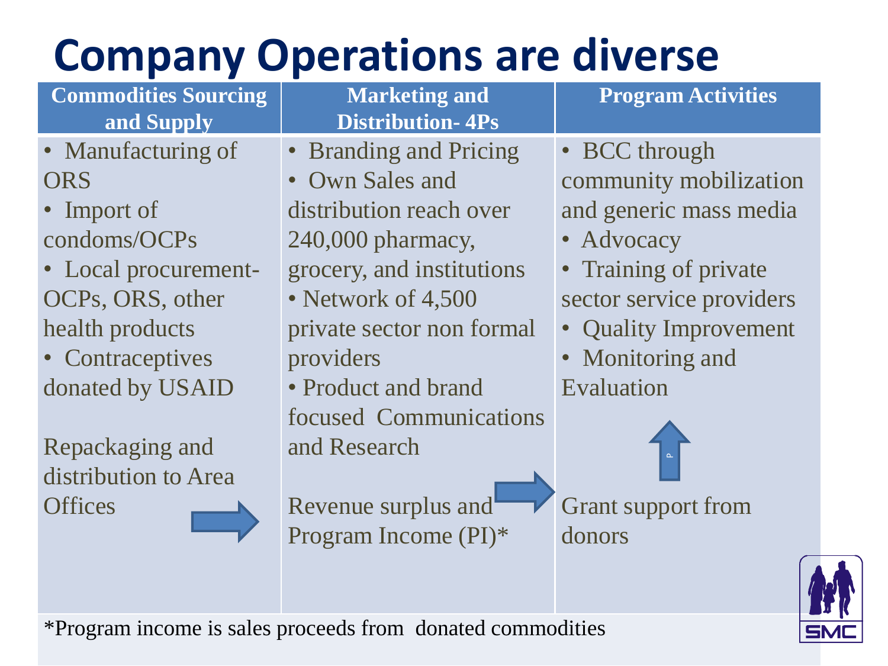# Company Operations are diverse

| Commodities Sourcing and Supply | Marketing and Distribution- 4Ps | Program Activities |
| --- | --- | --- |
| • Manufacturing of ORS<br>• Import of condoms/OCPs<br>• Local procurement- OCPs, ORS, other health products<br>• Contraceptives donated by USAID<br><br>Repackaging and distribution to Area Offices | • Branding and Pricing<br>• Own Sales and distribution reach over 240,000 pharmacy, grocery, and institutions<br>• Network of 4,500 private sector non formal providers<br>• Product and brand focused Communications and Research<br><br>Revenue surplus and Program Income (PI)* | • BCC through community mobilization and generic mass media<br>• Advocacy<br>• Training of private sector service providers<br>• Quality Improvement<br>• Monitoring and Evaluation<br><br>Grant support from donors |

*Program income is sales proceeds from donated commodities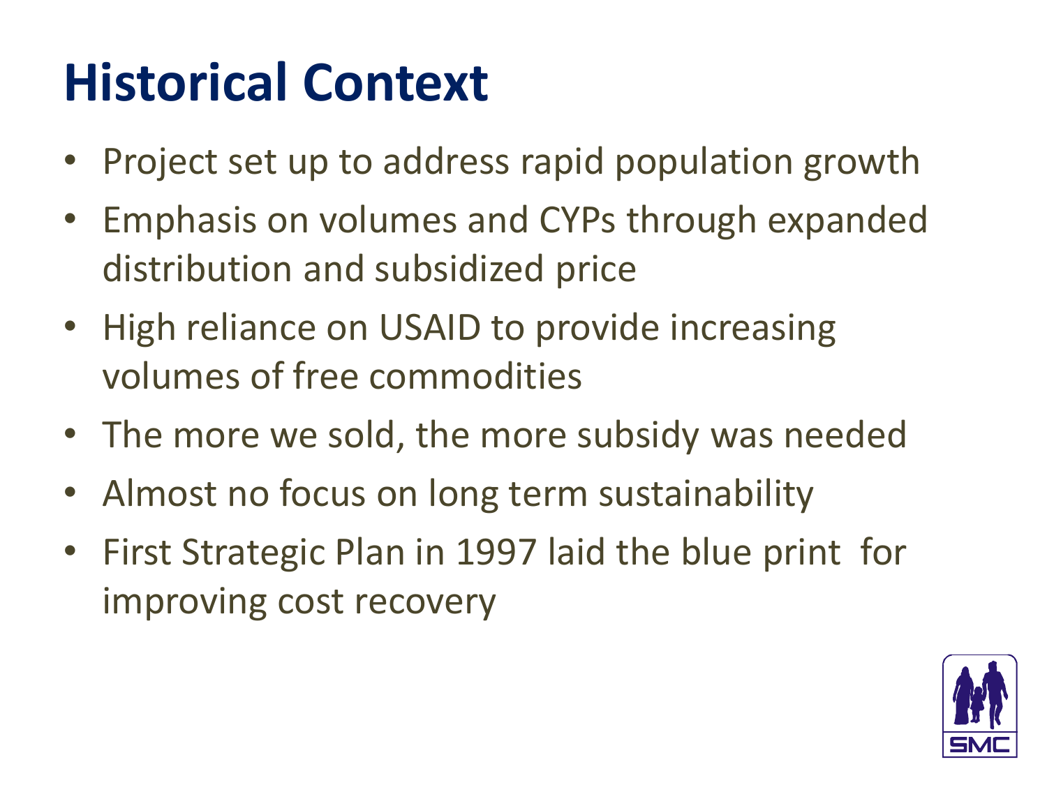# Historical Context

- Project set up to address rapid population growth
- Emphasis on volumes and CYPs through expanded distribution and subsidized price
- High reliance on USAID to provide increasing volumes of free commodities
- The more we sold, the more subsidy was needed
- Almost no focus on long term sustainability
- First Strategic Plan in 1997 laid the blue print for improving cost recovery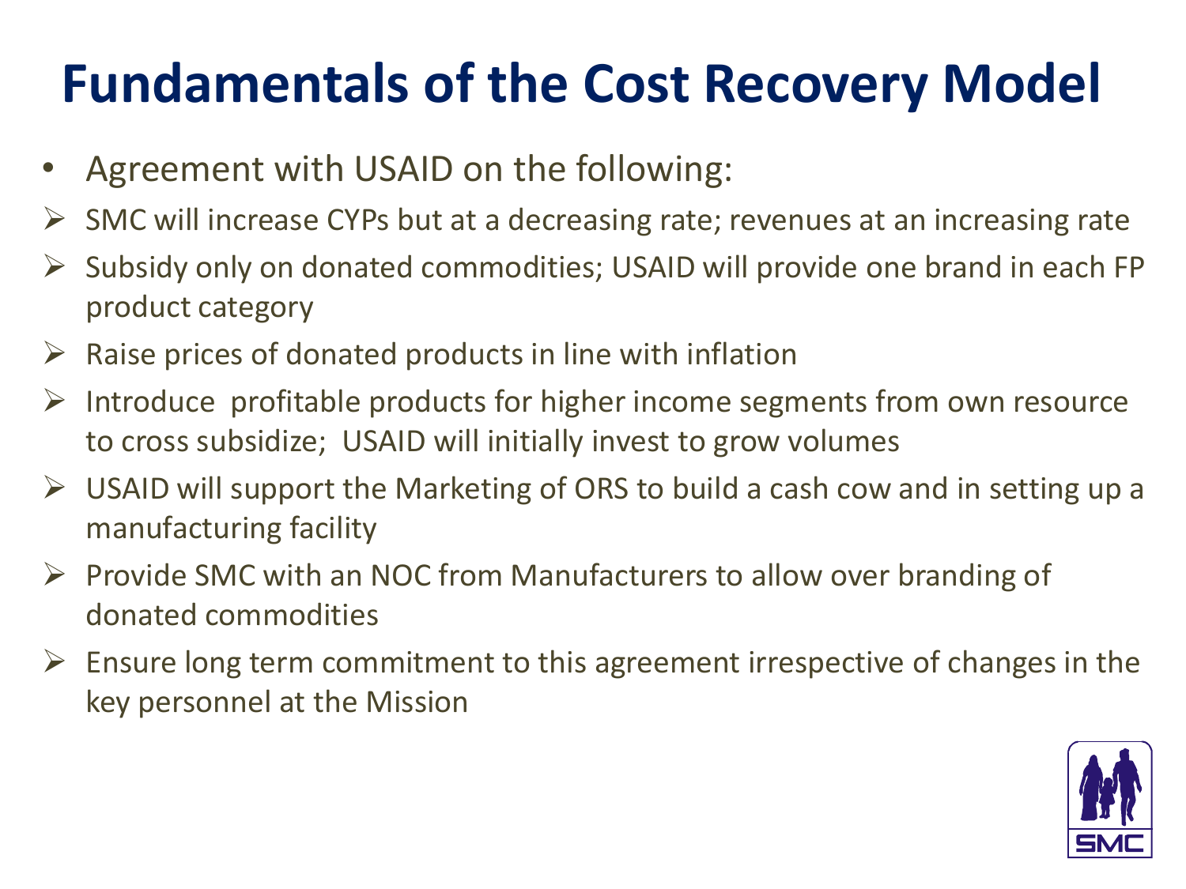# Fundamentals of the Cost Recovery Model

- Agreement with USAID on the following:
  - SMC will increase CYPs but at a decreasing rate; revenues at an increasing rate
  - Subsidy only on donated commodities; USAID will provide one brand in each FP product category
  - Raise prices of donated products in line with inflation
  - Introduce profitable products for higher income segments from own resource to cross subsidize; USAID will initially invest to grow volumes
  - USAID will support the Marketing of ORS to build a cash cow and in setting up a manufacturing facility
  - Provide SMC with an NOC from Manufacturers to allow over branding of donated commodities
  - Ensure long term commitment to this agreement irrespective of changes in the key personnel at the Mission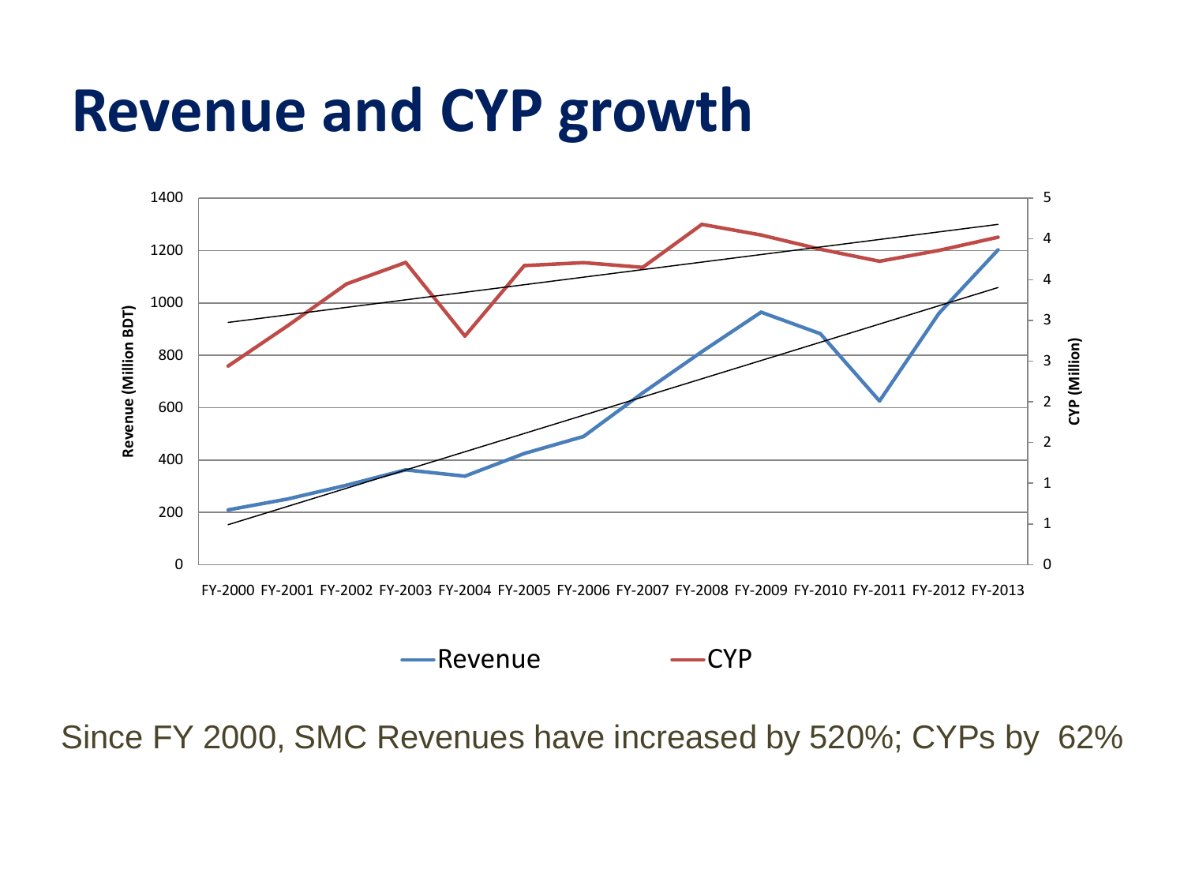# Revenue and CYP growth

Since FY 2000, SMC Revenues have increased by 520%; CYPs by 62%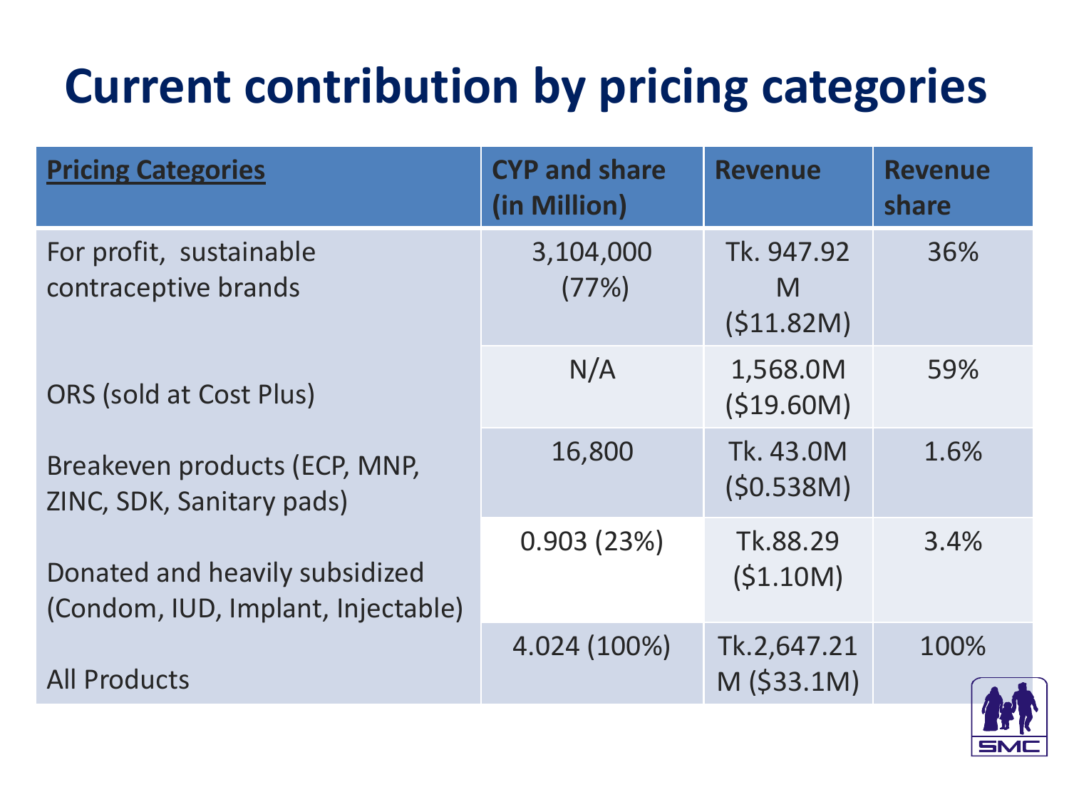# Current contribution by pricing categories

| Pricing Categories | CYP and share (in Million) | Revenue | Revenue share |
|---|---|---|---|
| For profit, sustainable contraceptive brands | 3,104,000 (77%) | Tk. 947.92 M ($11.82M) | 36% |
| ORS (sold at Cost Plus) | N/A | 1,568.0M ($19.60M) | 59% |
| Breakeven products (ECP, MNP, ZINC, SDK, Sanitary pads) | 16,800 | Tk. 43.0M ($0.538M) | 1.6% |
| Donated and heavily subsidized (Condom, IUD, Implant, Injectable) | 0.903 (23%) | Tk.88.29 ($1.10M) | 3.4% |
| All Products | 4.024 (100%) | Tk.2,647.21 M ($33.1M) | 100% |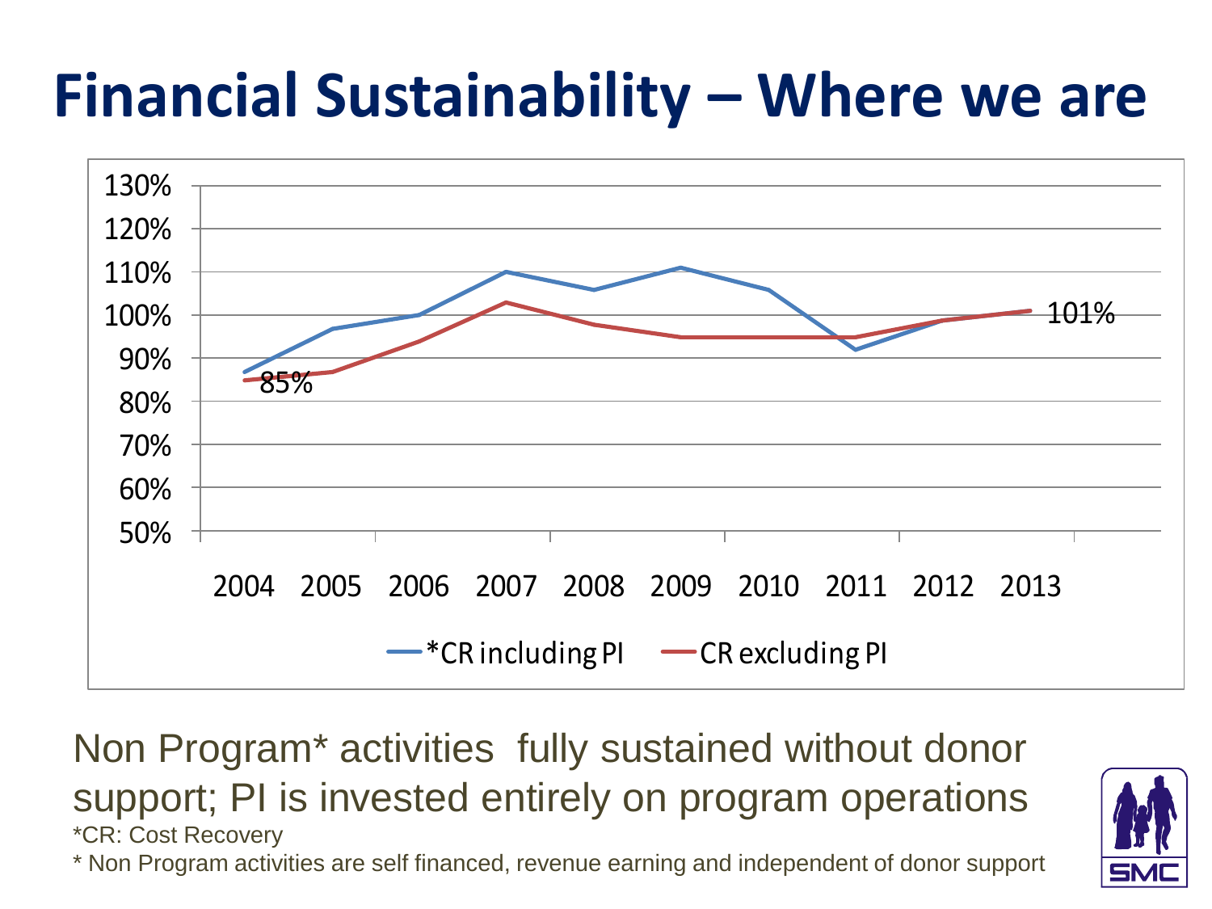# Financial Sustainability – Where we are

Non Program* activities fully sustained without donor support; PI is invested entirely on program operations

*CR: Cost Recovery

* Non Program activities are self financed, revenue earning and independent of donor support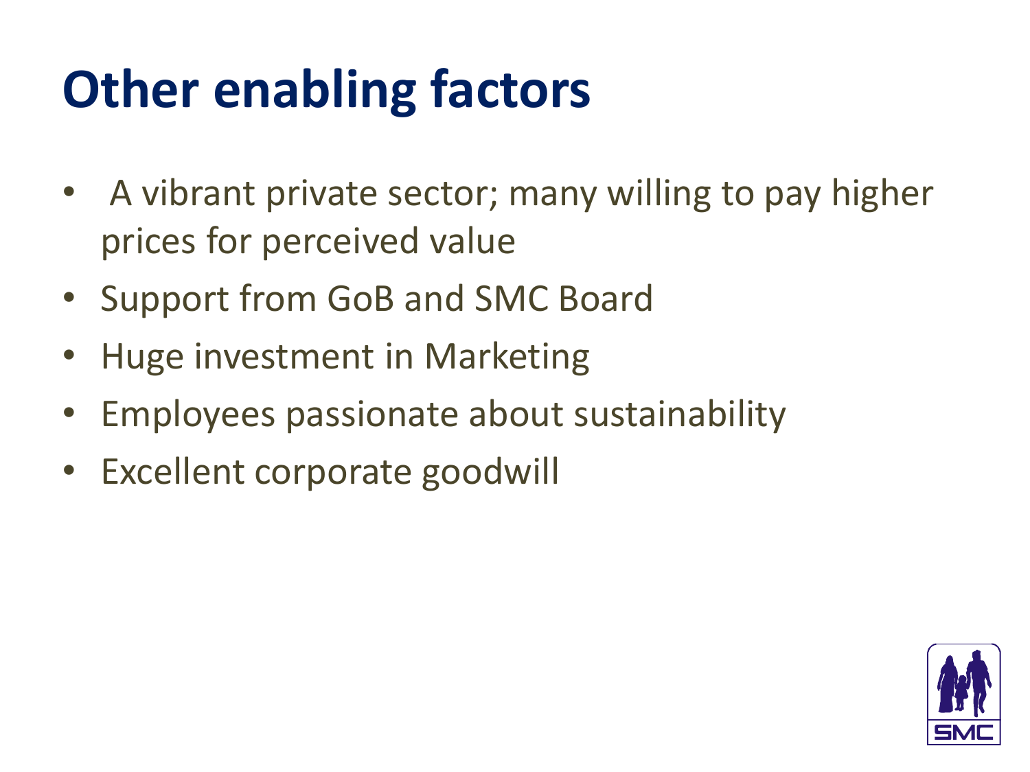# Other enabling factors

- A vibrant private sector; many willing to pay higher prices for perceived value
- Support from GoB and SMC Board
- Huge investment in Marketing
- Employees passionate about sustainability
- Excellent corporate goodwill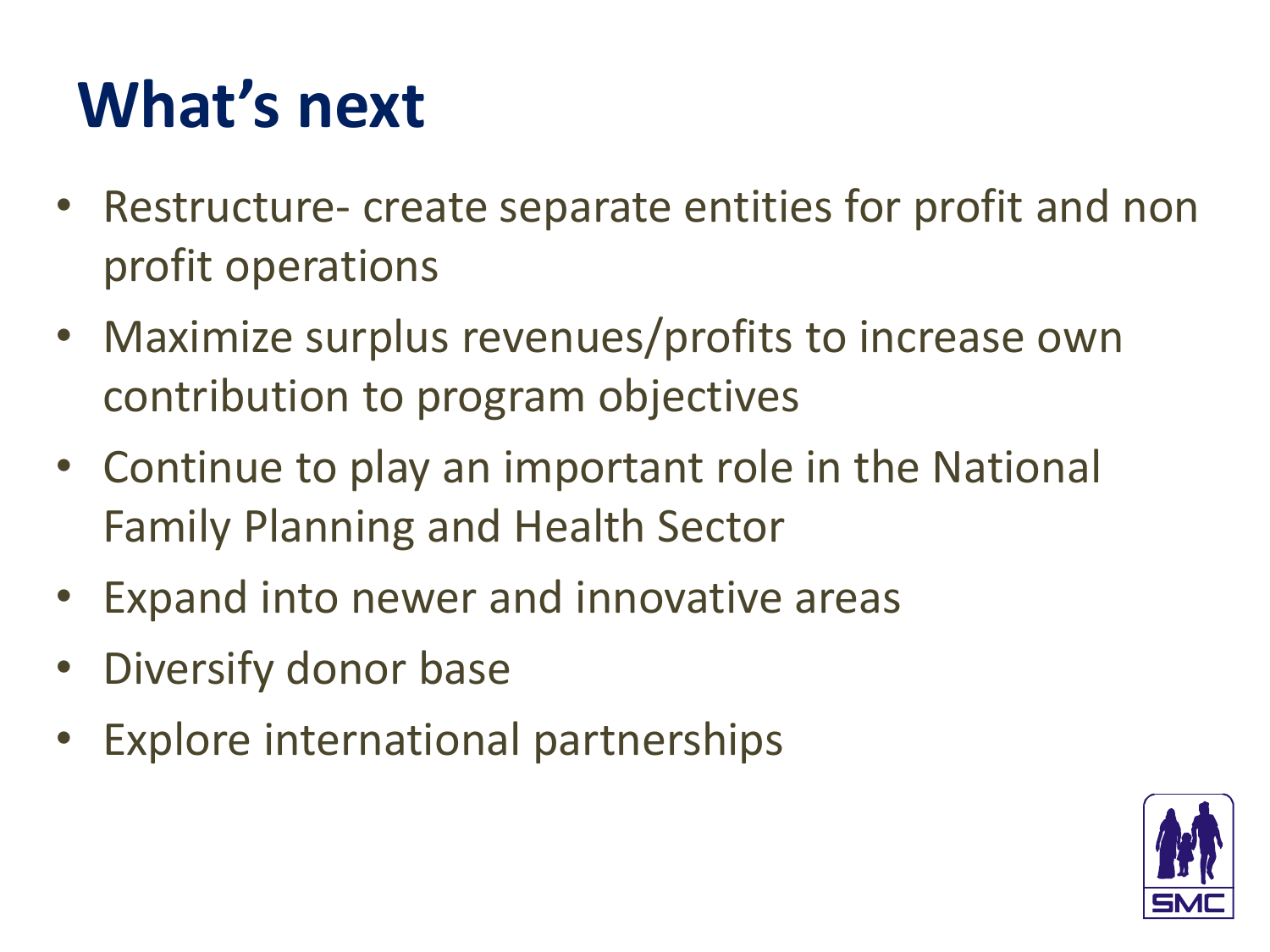# What’s next

- Restructure- create separate entities for profit and non profit operations
- Maximize surplus revenues/profits to increase own contribution to program objectives
- Continue to play an important role in the National Family Planning and Health Sector
- Expand into newer and innovative areas
- Diversify donor base
- Explore international partnerships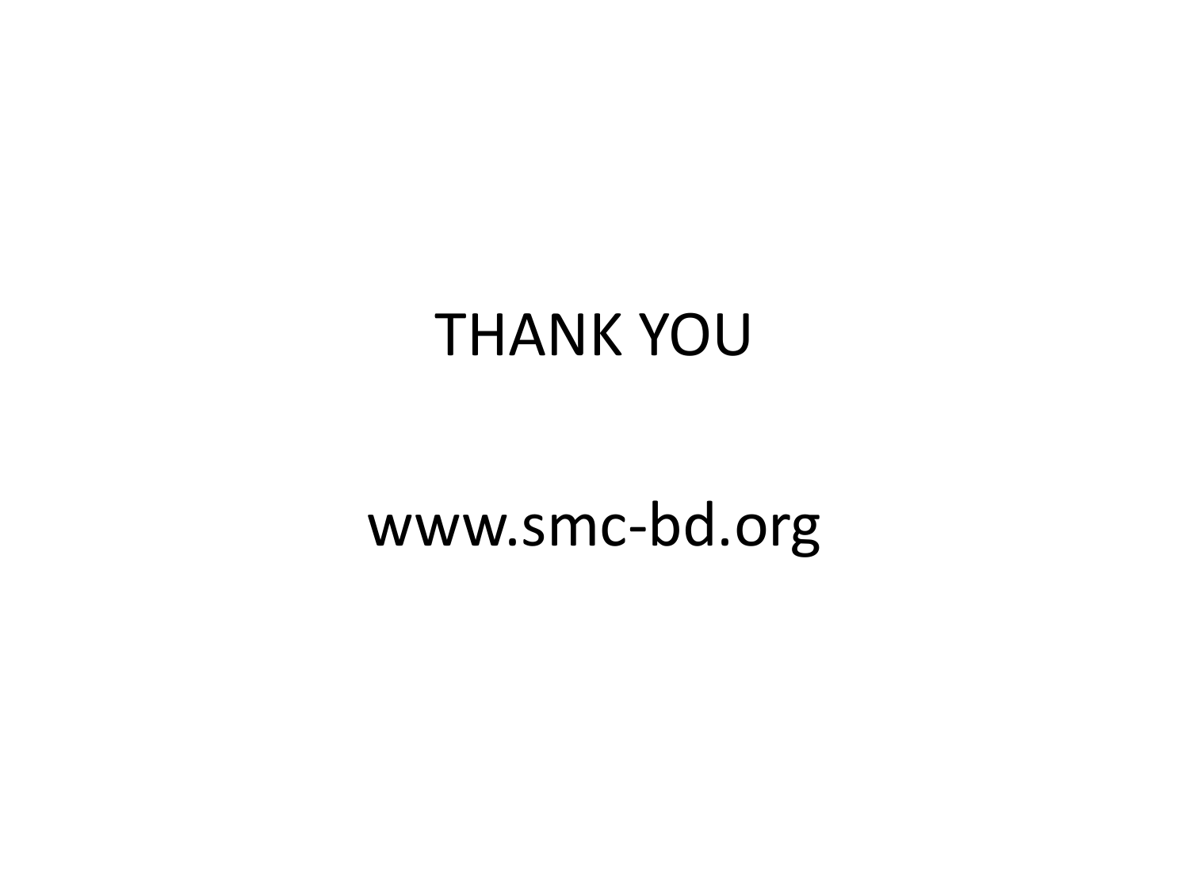THANK YOU

www.smc-bd.org